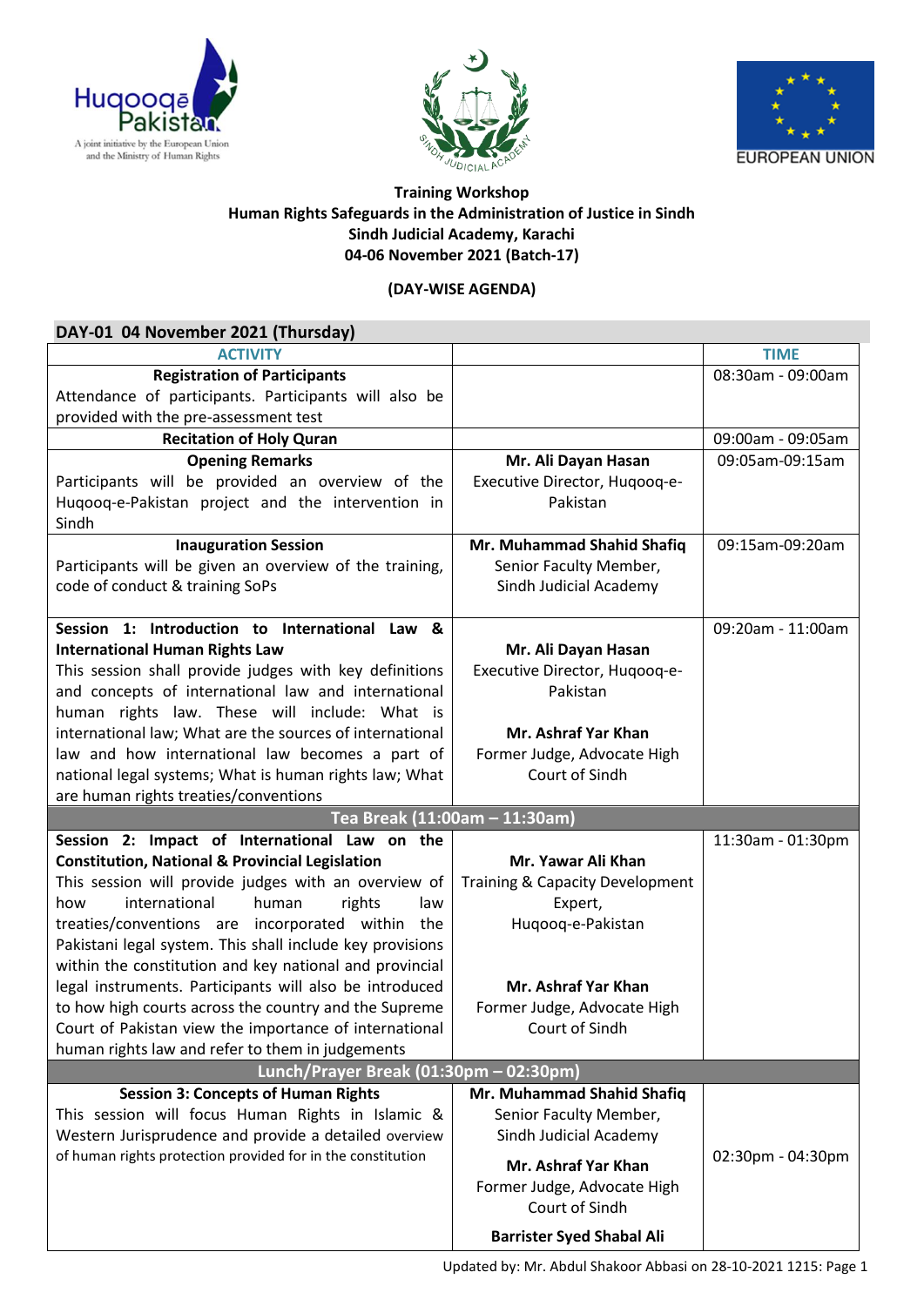**Training Workshop**
**Human Rights Safeguards in the Administration of Justice in Sindh**
**Sindh Judicial Academy, Karachi**
**04-06 November 2021 (Batch-17)**

**(DAY-WISE AGENDA)**

**DAY-01 04 November 2021 (Thursday)**

| ACTIVITY | | TIME |
|---|---|---|
| **Registration of Participants**<br>Attendance of participants. Participants will also be provided with the pre-assessment test | | 08:30am - 09:00am |
| **Recitation of Holy Quran** | | 09:00am - 09:05am |
| **Opening Remarks**<br>Participants will be provided an overview of the Huqooq-e-Pakistan project and the intervention in Sindh | **Mr. Ali Dayan Hasan**<br>Executive Director, Huqooq-e-Pakistan | 09:05am-09:15am |
| **Inauguration Session**<br>Participants will be given an overview of the training, code of conduct & training SoPs | **Mr. Muhammad Shahid Shafiq**<br>Senior Faculty Member, Sindh Judicial Academy | 09:15am-09:20am |
| **Session 1: Introduction to International Law & International Human Rights Law**<br>This session shall provide judges with key definitions and concepts of international law and international human rights law. These will include: What is international law; What are the sources of international law and how international law becomes a part of national legal systems; What is human rights law; What are human rights treaties/conventions | **Mr. Ali Dayan Hasan**<br>Executive Director, Huqooq-e-Pakistan<br><br>**Mr. Ashraf Yar Khan**<br>Former Judge, Advocate High Court of Sindh | 09:20am - 11:00am |
| **Tea Break (11:00am – 11:30am)** | | |
| **Session 2: Impact of International Law on the Constitution, National & Provincial Legislation**<br>This session will provide judges with an overview of how international human rights law treaties/conventions are incorporated within the Pakistani legal system. This shall include key provisions within the constitution and key national and provincial legal instruments. Participants will also be introduced to how high courts across the country and the Supreme Court of Pakistan view the importance of international human rights law and refer to them in judgements | **Mr. Yawar Ali Khan**<br>Training & Capacity Development Expert, Huqooq-e-Pakistan<br><br>**Mr. Ashraf Yar Khan**<br>Former Judge, Advocate High Court of Sindh | 11:30am - 01:30pm |
| **Lunch/Prayer Break (01:30pm – 02:30pm)** | | |
| **Session 3: Concepts of Human Rights**<br>This session will focus Human Rights in Islamic & Western Jurisprudence and provide a detailed overview of human rights protection provided for in the constitution | **Mr. Muhammad Shahid Shafiq**<br>Senior Faculty Member, Sindh Judicial Academy<br><br>**Mr. Ashraf Yar Khan**<br>Former Judge, Advocate High Court of Sindh<br><br>**Barrister Syed Shabal Ali** | 02:30pm - 04:30pm |

Updated by: Mr. Abdul Shakoor Abbasi on 28-10-2021 1215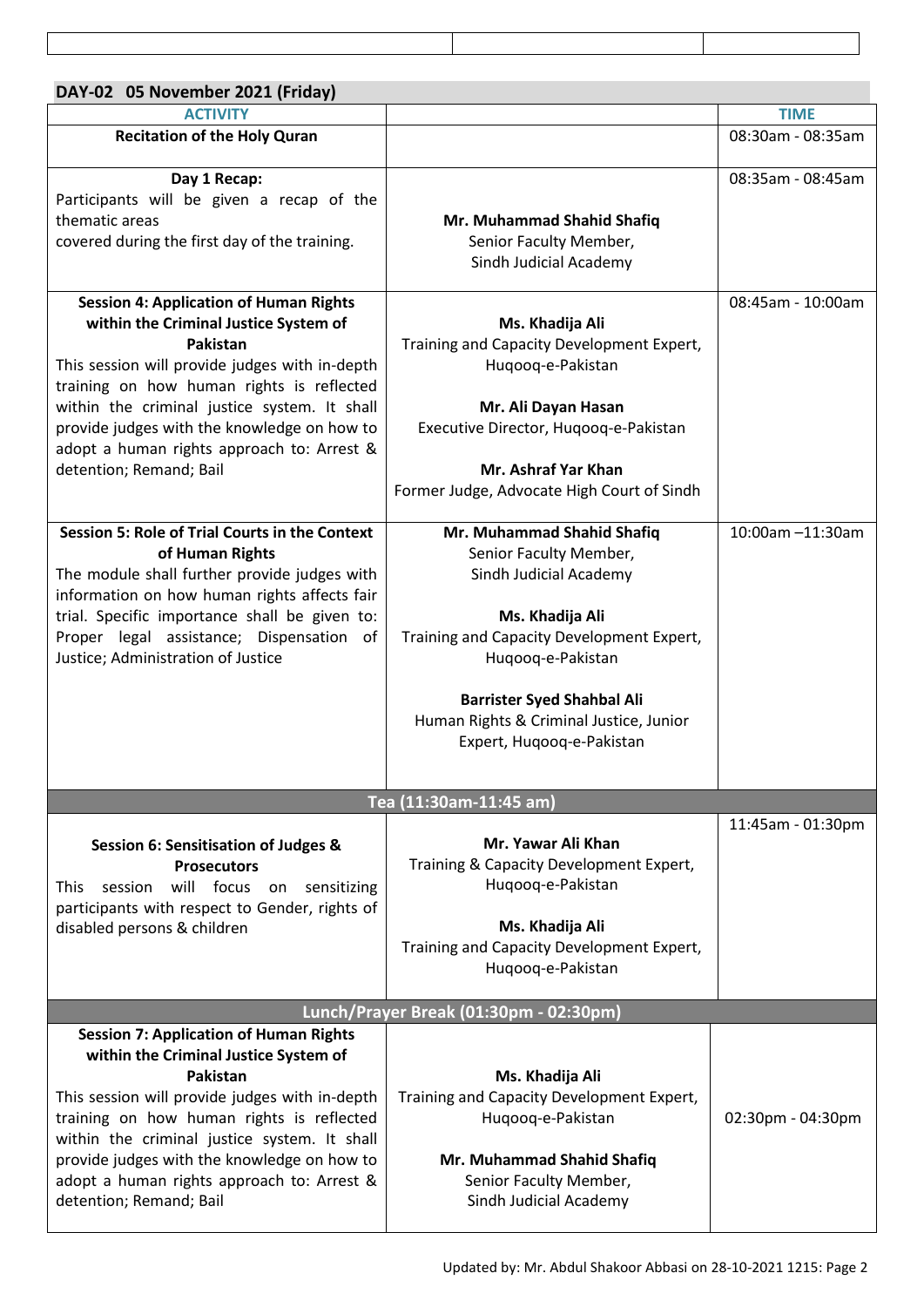| DAY-02 05 November 2021 (Friday) | | |
|---|---|---|
| **ACTIVITY** | | **TIME** |
| **Recitation of the Holy Quran** | | 08:30am - 08:35am |
| **Day 1 Recap:** Participants will be given a recap of the thematic areas covered during the first day of the training. | **Mr. Muhammad Shahid Shafiq** Senior Faculty Member, Sindh Judicial Academy | 08:35am - 08:45am |
| **Session 4: Application of Human Rights within the Criminal Justice System of Pakistan** This session will provide judges with in-depth training on how human rights is reflected within the criminal justice system. It shall provide judges with the knowledge on how to adopt a human rights approach to: Arrest & detention; Remand; Bail | **Ms. Khadija Ali** Training and Capacity Development Expert, Huqooq-e-Pakistan<br><br>**Mr. Ali Dayan Hasan** Executive Director, Huqooq-e-Pakistan<br><br>**Mr. Ashraf Yar Khan** Former Judge, Advocate High Court of Sindh | 08:45am - 10:00am |
| **Session 5: Role of Trial Courts in the Context of Human Rights** The module shall further provide judges with information on how human rights affects fair trial. Specific importance shall be given to: Proper legal assistance; Dispensation of Justice; Administration of Justice | **Mr. Muhammad Shahid Shafiq** Senior Faculty Member, Sindh Judicial Academy<br><br>**Ms. Khadija Ali** Training and Capacity Development Expert, Huqooq-e-Pakistan<br><br>**Barrister Syed Shahbal Ali** Human Rights & Criminal Justice, Junior Expert, Huqooq-e-Pakistan | 10:00am –11:30am |
| **Tea (11:30am-11:45 am)** | | |
| **Session 6: Sensitisation of Judges & Prosecutors** This session will focus on sensitizing participants with respect to Gender, rights of disabled persons & children | **Mr. Yawar Ali Khan** Training & Capacity Development Expert, Huqooq-e-Pakistan<br><br>**Ms. Khadija Ali** Training and Capacity Development Expert, Huqooq-e-Pakistan | 11:45am - 01:30pm |
| **Lunch/Prayer Break (01:30pm - 02:30pm)** | | |
| **Session 7: Application of Human Rights within the Criminal Justice System of Pakistan** This session will provide judges with in-depth training on how human rights is reflected within the criminal justice system. It shall provide judges with the knowledge on how to adopt a human rights approach to: Arrest & detention; Remand; Bail | **Ms. Khadija Ali** Training and Capacity Development Expert, Huqooq-e-Pakistan<br><br>**Mr. Muhammad Shahid Shafiq** Senior Faculty Member, Sindh Judicial Academy | 02:30pm - 04:30pm |

Updated by: Mr. Abdul Shakoor Abbasi on 28-10-2021 1215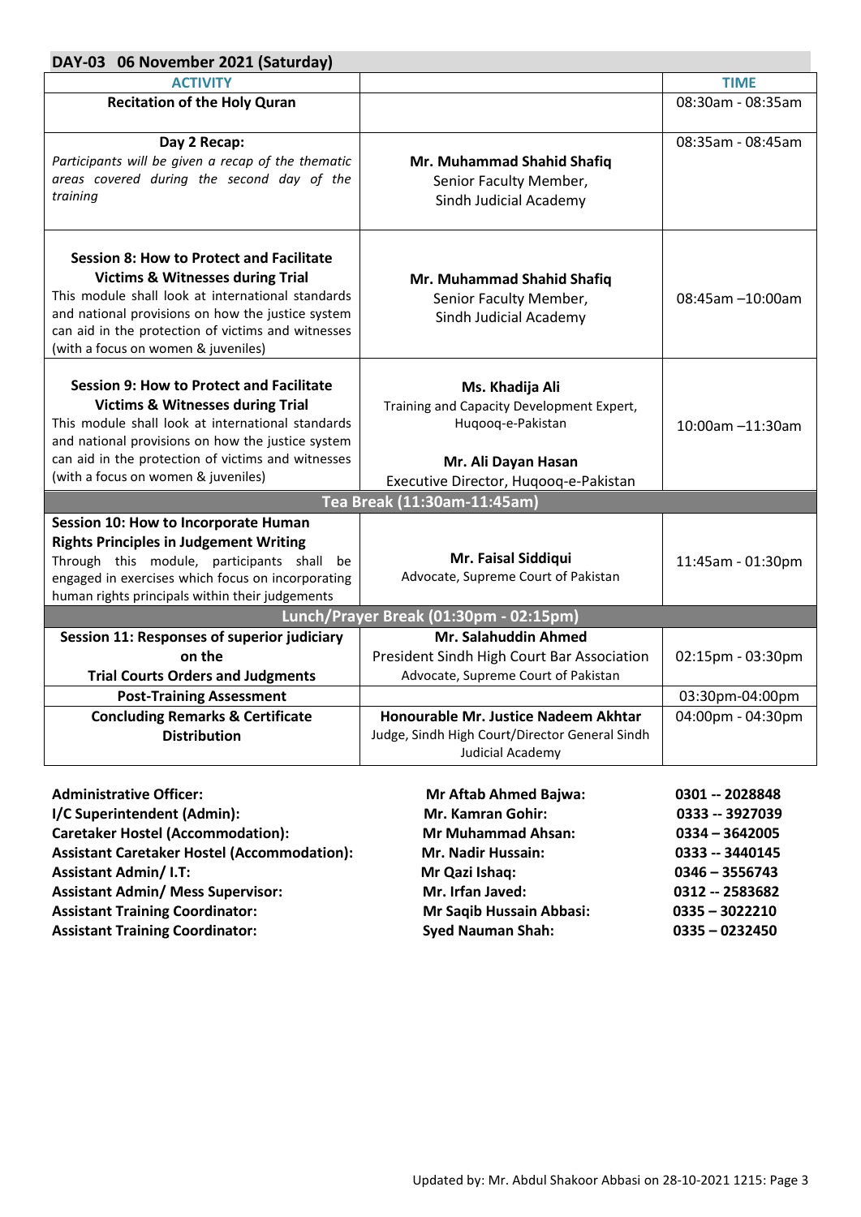## DAY-03 06 November 2021 (Saturday)

| ACTIVITY | | TIME |
|---|---|---|
| **Recitation of the Holy Quran** | | 08:30am - 08:35am |
| **Day 2 Recap:** *Participants will be given a recap of the thematic areas covered during the second day of the training* | **Mr. Muhammad Shahid Shafiq** Senior Faculty Member, Sindh Judicial Academy | 08:35am - 08:45am |
| **Session 8: How to Protect and Facilitate Victims & Witnesses during Trial** This module shall look at international standards and national provisions on how the justice system can aid in the protection of victims and witnesses (with a focus on women & juveniles) | **Mr. Muhammad Shahid Shafiq** Senior Faculty Member, Sindh Judicial Academy | 08:45am –10:00am |
| **Session 9: How to Protect and Facilitate Victims & Witnesses during Trial** This module shall look at international standards and national provisions on how the justice system can aid in the protection of victims and witnesses (with a focus on women & juveniles) | **Ms. Khadija Ali** Training and Capacity Development Expert, Huqooq-e-Pakistan **Mr. Ali Dayan Hasan** Executive Director, Huqooq-e-Pakistan | 10:00am –11:30am |
| | **Tea Break (11:30am-11:45am)** | |
| **Session 10: How to Incorporate Human Rights Principles in Judgement Writing** Through this module, participants shall be engaged in exercises which focus on incorporating human rights principals within their judgements | **Mr. Faisal Siddiqui** Advocate, Supreme Court of Pakistan | 11:45am - 01:30pm |
| | **Lunch/Prayer Break (01:30pm - 02:15pm)** | |
| **Session 11: Responses of superior judiciary on the Trial Courts Orders and Judgments** | **Mr. Salahuddin Ahmed** President Sindh High Court Bar Association Advocate, Supreme Court of Pakistan | 02:15pm - 03:30pm |
| **Post-Training Assessment** | | 03:30pm-04:00pm |
| **Concluding Remarks & Certificate Distribution** | **Honourable Mr. Justice Nadeem Akhtar** Judge, Sindh High Court/Director General Sindh Judicial Academy | 04:00pm - 04:30pm |

| | | |
|---|---|---|
| **Administrative Officer:** | **Mr Aftab Ahmed Bajwa:** | **0301 -- 2028848** |
| **I/C Superintendent (Admin):** | **Mr. Kamran Gohir:** | **0333 -- 3927039** |
| **Caretaker Hostel (Accommodation):** | **Mr Muhammad Ahsan:** | **0334 – 3642005** |
| **Assistant Caretaker Hostel (Accommodation):** | **Mr. Nadir Hussain:** | **0333 -- 3440145** |
| **Assistant Admin/ I.T:** | **Mr Qazi Ishaq:** | **0346 – 3556743** |
| **Assistant Admin/ Mess Supervisor:** | **Mr. Irfan Javed:** | **0312 -- 2583682** |
| **Assistant Training Coordinator:** | **Mr Saqib Hussain Abbasi:** | **0335 – 3022210** |
| **Assistant Training Coordinator:** | **Syed Nauman Shah:** | **0335 – 0232450** |

Updated by: Mr. Abdul Shakoor Abbasi on 28-10-2021 1215